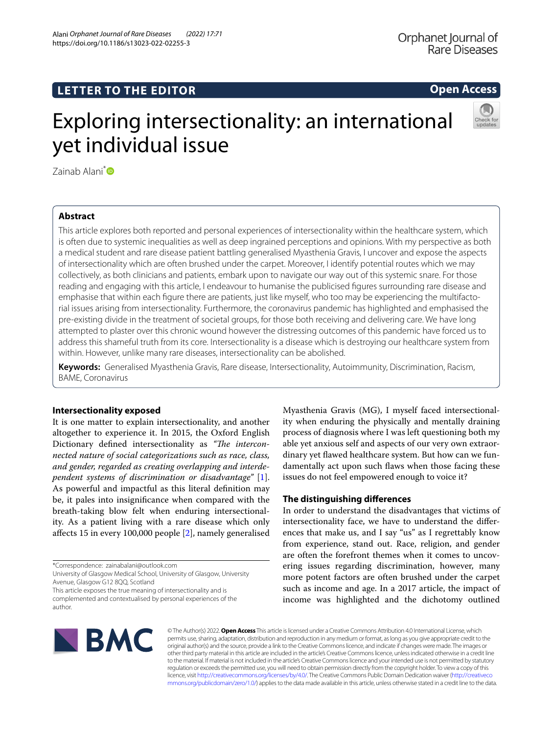LETTER TO THE EDITOR

Open Access

# Exploring intersectionality: an international yet individual issue

Zainab Alani*

## Abstract

This article explores both reported and personal experiences of intersectionality within the healthcare system, which is often due to systemic inequalities as well as deep ingrained perceptions and opinions. With my perspective as both a medical student and rare disease patient battling generalised Myasthenia Gravis, I uncover and expose the aspects of intersectionality which are often brushed under the carpet. Moreover, I identify potential routes which we may collectively, as both clinicians and patients, embark upon to navigate our way out of this systemic snare. For those reading and engaging with this article, I endeavour to humanise the publicised figures surrounding rare disease and emphasise that within each figure there are patients, just like myself, who too may be experiencing the multifactorial issues arising from intersectionality. Furthermore, the coronavirus pandemic has highlighted and emphasised the pre-existing divide in the treatment of societal groups, for those both receiving and delivering care. We have long attempted to plaster over this chronic wound however the distressing outcomes of this pandemic have forced us to address this shameful truth from its core. Intersectionality is a disease which is destroying our healthcare system from within. However, unlike many rare diseases, intersectionality can be abolished.

**Keywords:** Generalised Myasthenia Gravis, Rare disease, Intersectionality, Autoimmunity, Discrimination, Racism, BAME, Coronavirus

## Intersectionality exposed

It is one matter to explain intersectionality, and another altogether to experience it. In 2015, the Oxford English Dictionary defined intersectionality as *"The interconnected nature of social categorizations such as race, class, and gender, regarded as creating overlapping and interdependent systems of discrimination or disadvantage"* [1]. As powerful and impactful as this literal definition may be, it pales into insignificance when compared with the breath-taking blow felt when enduring intersectionality. As a patient living with a rare disease which only affects 15 in every 100,000 people [2], namely generalised Myasthenia Gravis (MG), I myself faced intersectionality when enduring the physically and mentally draining process of diagnosis where I was left questioning both my able yet anxious self and aspects of our very own extraordinary yet flawed healthcare system. But how can we fundamentally act upon such flaws when those facing these issues do not feel empowered enough to voice it?

## The distinguishing differences

In order to understand the disadvantages that victims of intersectionality face, we have to understand the differences that make us, and I say "us" as I regrettably know from experience, stand out. Race, religion, and gender are often the forefront themes when it comes to uncovering issues regarding discrimination, however, many more potent factors are often brushed under the carpet such as income and age. In a 2017 article, the impact of income was highlighted and the dichotomy outlined

*Correspondence: zainabalani@outlook.com
University of Glasgow Medical School, University of Glasgow, University Avenue, Glasgow G12 8QQ, Scotland
This article exposes the true meaning of intersectionality and is complemented and contextualised by personal experiences of the author.

© The Author(s) 2022. **Open Access** This article is licensed under a Creative Commons Attribution 4.0 International License, which permits use, sharing, adaptation, distribution and reproduction in any medium or format, as long as you give appropriate credit to the original author(s) and the source, provide a link to the Creative Commons licence, and indicate if changes were made. The images or other third party material in this article are included in the article's Creative Commons licence, unless indicated otherwise in a credit line to the material. If material is not included in the article's Creative Commons licence and your intended use is not permitted by statutory regulation or exceeds the permitted use, you will need to obtain permission directly from the copyright holder. To view a copy of this licence, visit http://creativecommons.org/licenses/by/4.0/. The Creative Commons Public Domain Dedication waiver (http://creativecommons.org/publicdomain/zero/1.0/) applies to the data made available in this article, unless otherwise stated in a credit line to the data.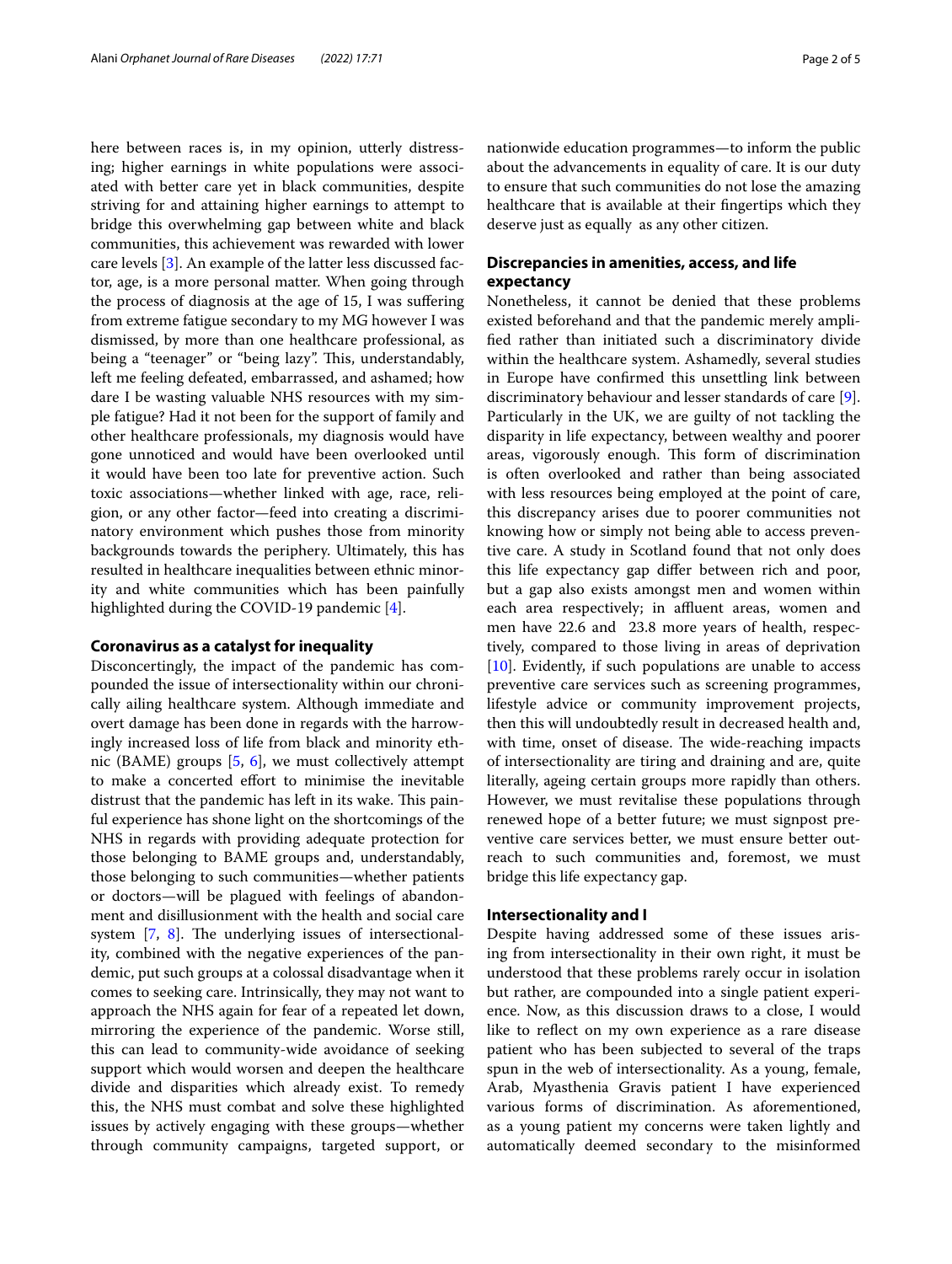here between races is, in my opinion, utterly distressing; higher earnings in white populations were associated with better care yet in black communities, despite striving for and attaining higher earnings to attempt to bridge this overwhelming gap between white and black communities, this achievement was rewarded with lower care levels [3]. An example of the latter less discussed factor, age, is a more personal matter. When going through the process of diagnosis at the age of 15, I was suffering from extreme fatigue secondary to my MG however I was dismissed, by more than one healthcare professional, as being a "teenager" or "being lazy". This, understandably, left me feeling defeated, embarrassed, and ashamed; how dare I be wasting valuable NHS resources with my simple fatigue? Had it not been for the support of family and other healthcare professionals, my diagnosis would have gone unnoticed and would have been overlooked until it would have been too late for preventive action. Such toxic associations—whether linked with age, race, religion, or any other factor—feed into creating a discriminatory environment which pushes those from minority backgrounds towards the periphery. Ultimately, this has resulted in healthcare inequalities between ethnic minority and white communities which has been painfully highlighted during the COVID-19 pandemic [4].

## Coronavirus as a catalyst for inequality

Disconcertingly, the impact of the pandemic has compounded the issue of intersectionality within our chronically ailing healthcare system. Although immediate and overt damage has been done in regards with the harrowingly increased loss of life from black and minority ethnic (BAME) groups [5, 6], we must collectively attempt to make a concerted effort to minimise the inevitable distrust that the pandemic has left in its wake. This painful experience has shone light on the shortcomings of the NHS in regards with providing adequate protection for those belonging to BAME groups and, understandably, those belonging to such communities—whether patients or doctors—will be plagued with feelings of abandonment and disillusionment with the health and social care system [7, 8]. The underlying issues of intersectionality, combined with the negative experiences of the pandemic, put such groups at a colossal disadvantage when it comes to seeking care. Intrinsically, they may not want to approach the NHS again for fear of a repeated let down, mirroring the experience of the pandemic. Worse still, this can lead to community-wide avoidance of seeking support which would worsen and deepen the healthcare divide and disparities which already exist. To remedy this, the NHS must combat and solve these highlighted issues by actively engaging with these groups—whether through community campaigns, targeted support, or nationwide education programmes—to inform the public about the advancements in equality of care. It is our duty to ensure that such communities do not lose the amazing healthcare that is available at their fingertips which they deserve just as equally as any other citizen.

## Discrepancies in amenities, access, and life expectancy

Nonetheless, it cannot be denied that these problems existed beforehand and that the pandemic merely amplified rather than initiated such a discriminatory divide within the healthcare system. Ashamedly, several studies in Europe have confirmed this unsettling link between discriminatory behaviour and lesser standards of care [9]. Particularly in the UK, we are guilty of not tackling the disparity in life expectancy, between wealthy and poorer areas, vigorously enough. This form of discrimination is often overlooked and rather than being associated with less resources being employed at the point of care, this discrepancy arises due to poorer communities not knowing how or simply not being able to access preventive care. A study in Scotland found that not only does this life expectancy gap differ between rich and poor, but a gap also exists amongst men and women within each area respectively; in affluent areas, women and men have 22.6 and 23.8 more years of health, respectively, compared to those living in areas of deprivation [10]. Evidently, if such populations are unable to access preventive care services such as screening programmes, lifestyle advice or community improvement projects, then this will undoubtedly result in decreased health and, with time, onset of disease. The wide-reaching impacts of intersectionality are tiring and draining and are, quite literally, ageing certain groups more rapidly than others. However, we must revitalise these populations through renewed hope of a better future; we must signpost preventive care services better, we must ensure better outreach to such communities and, foremost, we must bridge this life expectancy gap.

## Intersectionality and I

Despite having addressed some of these issues arising from intersectionality in their own right, it must be understood that these problems rarely occur in isolation but rather, are compounded into a single patient experience. Now, as this discussion draws to a close, I would like to reflect on my own experience as a rare disease patient who has been subjected to several of the traps spun in the web of intersectionality. As a young, female, Arab, Myasthenia Gravis patient I have experienced various forms of discrimination. As aforementioned, as a young patient my concerns were taken lightly and automatically deemed secondary to the misinformed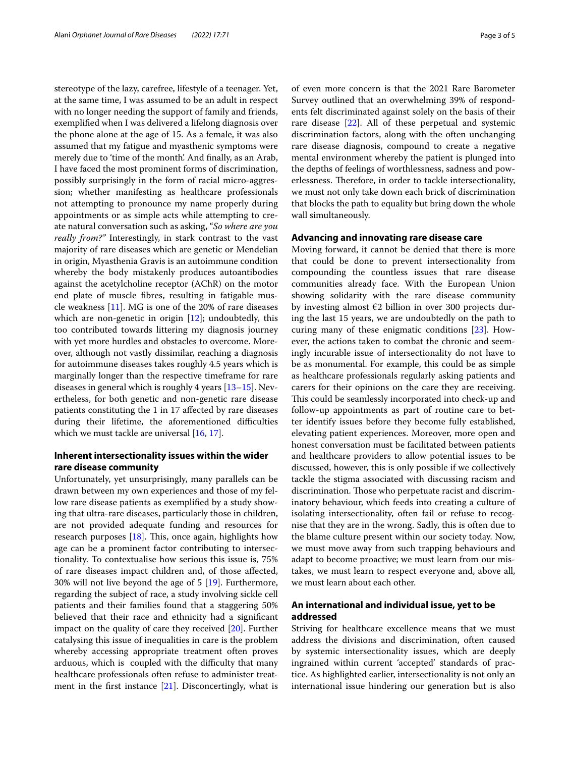stereotype of the lazy, carefree, lifestyle of a teenager. Yet, at the same time, I was assumed to be an adult in respect with no longer needing the support of family and friends, exemplified when I was delivered a lifelong diagnosis over the phone alone at the age of 15. As a female, it was also assumed that my fatigue and myasthenic symptoms were merely due to 'time of the month'. And finally, as an Arab, I have faced the most prominent forms of discrimination, possibly surprisingly in the form of racial micro-aggression; whether manifesting as healthcare professionals not attempting to pronounce my name properly during appointments or as simple acts while attempting to create natural conversation such as asking, "*So where are you really from?*" Interestingly, in stark contrast to the vast majority of rare diseases which are genetic or Mendelian in origin, Myasthenia Gravis is an autoimmune condition whereby the body mistakenly produces autoantibodies against the acetylcholine receptor (AChR) on the motor end plate of muscle fibres, resulting in fatigable muscle weakness [11]. MG is one of the 20% of rare diseases which are non-genetic in origin [12]; undoubtedly, this too contributed towards littering my diagnosis journey with yet more hurdles and obstacles to overcome. Moreover, although not vastly dissimilar, reaching a diagnosis for autoimmune diseases takes roughly 4.5 years which is marginally longer than the respective timeframe for rare diseases in general which is roughly 4 years [13–15]. Nevertheless, for both genetic and non-genetic rare disease patients constituting the 1 in 17 affected by rare diseases during their lifetime, the aforementioned difficulties which we must tackle are universal [16, 17].

## Inherent intersectionality issues within the wider rare disease community

Unfortunately, yet unsurprisingly, many parallels can be drawn between my own experiences and those of my fellow rare disease patients as exemplified by a study showing that ultra-rare diseases, particularly those in children, are not provided adequate funding and resources for research purposes [18]. This, once again, highlights how age can be a prominent factor contributing to intersectionality. To contextualise how serious this issue is, 75% of rare diseases impact children and, of those affected, 30% will not live beyond the age of 5 [19]. Furthermore, regarding the subject of race, a study involving sickle cell patients and their families found that a staggering 50% believed that their race and ethnicity had a significant impact on the quality of care they received [20]. Further catalysing this issue of inequalities in care is the problem whereby accessing appropriate treatment often proves arduous, which is coupled with the difficulty that many healthcare professionals often refuse to administer treatment in the first instance [21]. Disconcertingly, what is of even more concern is that the 2021 Rare Barometer Survey outlined that an overwhelming 39% of respondents felt discriminated against solely on the basis of their rare disease [22]. All of these perpetual and systemic discrimination factors, along with the often unchanging rare disease diagnosis, compound to create a negative mental environment whereby the patient is plunged into the depths of feelings of worthlessness, sadness and powerlessness. Therefore, in order to tackle intersectionality, we must not only take down each brick of discrimination that blocks the path to equality but bring down the whole wall simultaneously.

## Advancing and innovating rare disease care

Moving forward, it cannot be denied that there is more that could be done to prevent intersectionality from compounding the countless issues that rare disease communities already face. With the European Union showing solidarity with the rare disease community by investing almost €2 billion in over 300 projects during the last 15 years, we are undoubtedly on the path to curing many of these enigmatic conditions [23]. However, the actions taken to combat the chronic and seemingly incurable issue of intersectionality do not have to be as monumental. For example, this could be as simple as healthcare professionals regularly asking patients and carers for their opinions on the care they are receiving. This could be seamlessly incorporated into check-up and follow-up appointments as part of routine care to better identify issues before they become fully established, elevating patient experiences. Moreover, more open and honest conversation must be facilitated between patients and healthcare providers to allow potential issues to be discussed, however, this is only possible if we collectively tackle the stigma associated with discussing racism and discrimination. Those who perpetuate racist and discriminatory behaviour, which feeds into creating a culture of isolating intersectionality, often fail or refuse to recognise that they are in the wrong. Sadly, this is often due to the blame culture present within our society today. Now, we must move away from such trapping behaviours and adapt to become proactive; we must learn from our mistakes, we must learn to respect everyone and, above all, we must learn about each other.

## An international and individual issue, yet to be addressed

Striving for healthcare excellence means that we must address the divisions and discrimination, often caused by systemic intersectionality issues, which are deeply ingrained within current 'accepted' standards of practice. As highlighted earlier, intersectionality is not only an international issue hindering our generation but is also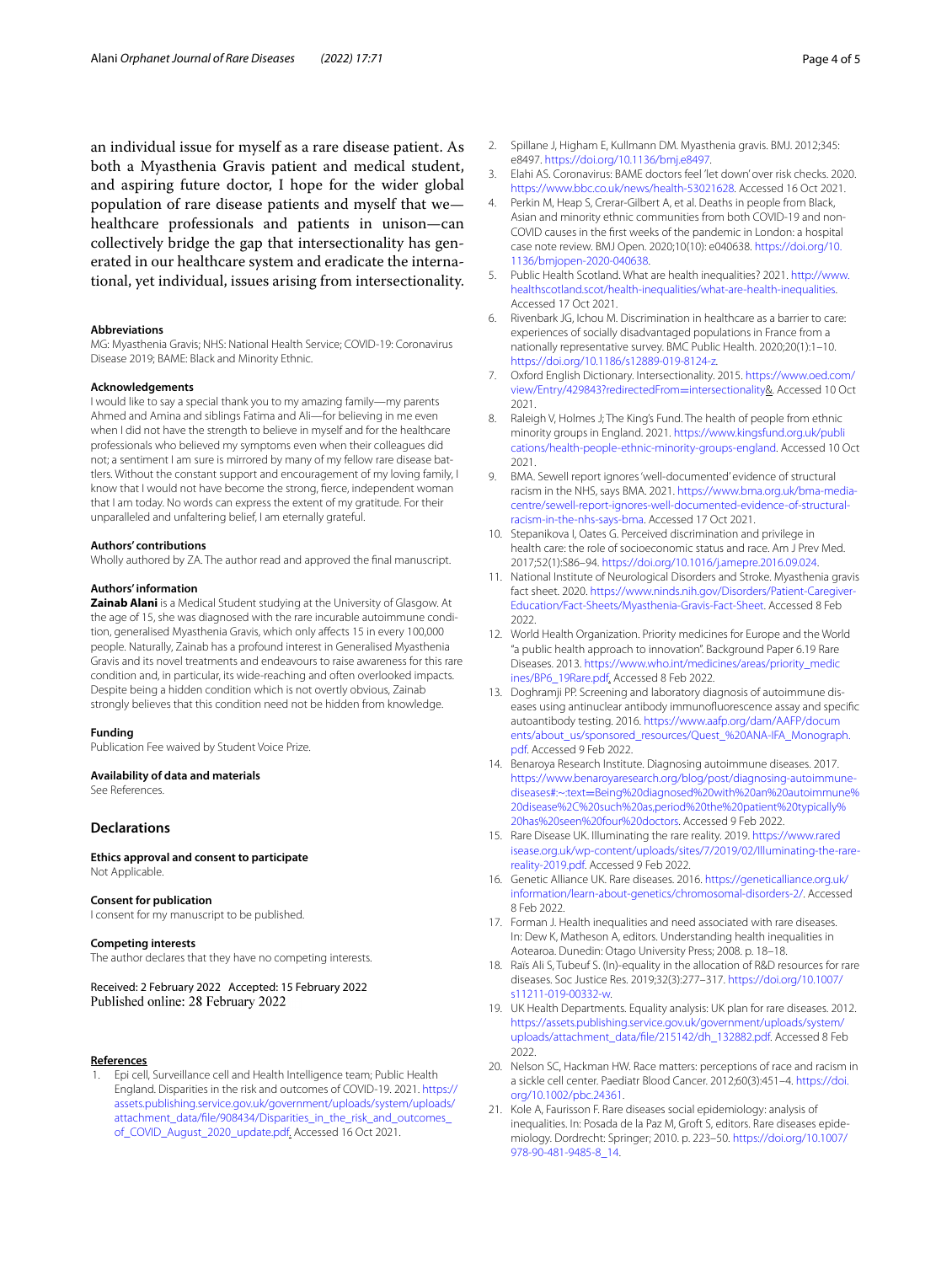an individual issue for myself as a rare disease patient. As both a Myasthenia Gravis patient and medical student, and aspiring future doctor, I hope for the wider global population of rare disease patients and myself that we—healthcare professionals and patients in unison—can collectively bridge the gap that intersectionality has generated in our healthcare system and eradicate the international, yet individual, issues arising from intersectionality.

### Abbreviations

MG: Myasthenia Gravis; NHS: National Health Service; COVID-19: Coronavirus Disease 2019; BAME: Black and Minority Ethnic.

### Acknowledgements

I would like to say a special thank you to my amazing family—my parents Ahmed and Amina and siblings Fatima and Ali—for believing in me even when I did not have the strength to believe in myself and for the healthcare professionals who believed my symptoms even when their colleagues did not; a sentiment I am sure is mirrored by many of my fellow rare disease battlers. Without the constant support and encouragement of my loving family, I know that I would not have become the strong, fierce, independent woman that I am today. No words can express the extent of my gratitude. For their unparalleled and unfaltering belief, I am eternally grateful.

### Authors' contributions

Wholly authored by ZA. The author read and approved the final manuscript.

### Authors' information

**Zainab Alani** is a Medical Student studying at the University of Glasgow. At the age of 15, she was diagnosed with the rare incurable autoimmune condition, generalised Myasthenia Gravis, which only affects 15 in every 100,000 people. Naturally, Zainab has a profound interest in Generalised Myasthenia Gravis and its novel treatments and endeavours to raise awareness for this rare condition and, in particular, its wide-reaching and often overlooked impacts. Despite being a hidden condition which is not overtly obvious, Zainab strongly believes that this condition need not be hidden from knowledge.

### Funding

Publication Fee waived by Student Voice Prize.

### Availability of data and materials

See References.

## Declarations

### Ethics approval and consent to participate

Not Applicable.

### Consent for publication

I consent for my manuscript to be published.

### Competing interests

The author declares that they have no competing interests.

Received: 2 February 2022 Accepted: 15 February 2022
Published online: 28 February 2022

### References

1. Epi cell, Surveillance cell and Health Intelligence team; Public Health England. Disparities in the risk and outcomes of COVID-19. 2021. https://assets.publishing.service.gov.uk/government/uploads/system/uploads/attachment_data/file/908434/Disparities_in_the_risk_and_outcomes_of_COVID_August_2020_update.pdf. Accessed 16 Oct 2021.
2. Spillane J, Higham E, Kullmann DM. Myasthenia gravis. BMJ. 2012;345: e8497. https://doi.org/10.1136/bmj.e8497.
3. Elahi AS. Coronavirus: BAME doctors feel 'let down' over risk checks. 2020. https://www.bbc.co.uk/news/health-53021628. Accessed 16 Oct 2021.
4. Perkin M, Heap S, Crerar-Gilbert A, et al. Deaths in people from Black, Asian and minority ethnic communities from both COVID-19 and non-COVID causes in the first weeks of the pandemic in London: a hospital case note review. BMJ Open. 2020;10(10): e040638. https://doi.org/10.1136/bmjopen-2020-040638.
5. Public Health Scotland. What are health inequalities? 2021. http://www.healthscotland.scot/health-inequalities/what-are-health-inequalities. Accessed 17 Oct 2021.
6. Rivenbark JG, Ichou M. Discrimination in healthcare as a barrier to care: experiences of socially disadvantaged populations in France from a nationally representative survey. BMC Public Health. 2020;20(1):1–10. https://doi.org/10.1186/s12889-019-8124-z.
7. Oxford English Dictionary. Intersectionality. 2015. https://www.oed.com/view/Entry/429843?redirectedFrom=intersectionality&. Accessed 10 Oct 2021.
8. Raleigh V, Holmes J; The King's Fund. The health of people from ethnic minority groups in England. 2021. https://www.kingsfund.org.uk/publications/health-people-ethnic-minority-groups-england. Accessed 10 Oct 2021.
9. BMA. Sewell report ignores 'well-documented' evidence of structural racism in the NHS, says BMA. 2021. https://www.bma.org.uk/bma-media-centre/sewell-report-ignores-well-documented-evidence-of-structural-racism-in-the-nhs-says-bma. Accessed 17 Oct 2021.
10. Stepanikova I, Oates G. Perceived discrimination and privilege in health care: the role of socioeconomic status and race. Am J Prev Med. 2017;52(1):S86–94. https://doi.org/10.1016/j.amepre.2016.09.024.
11. National Institute of Neurological Disorders and Stroke. Myasthenia gravis fact sheet. 2020. https://www.ninds.nih.gov/Disorders/Patient-Caregiver-Education/Fact-Sheets/Myasthenia-Gravis-Fact-Sheet. Accessed 8 Feb 2022.
12. World Health Organization. Priority medicines for Europe and the World "a public health approach to innovation". Background Paper 6.19 Rare Diseases. 2013. https://www.who.int/medicines/areas/priority_medicines/BP6_19Rare.pdf. Accessed 8 Feb 2022.
13. Doghramji PP. Screening and laboratory diagnosis of autoimmune diseases using antinuclear antibody immunofluorescence assay and specific autoantibody testing. 2016. https://www.aafp.org/dam/AAFP/documents/about_us/sponsored_resources/Quest_%20ANA-IFA_Monograph.pdf. Accessed 9 Feb 2022.
14. Benaroya Research Institute. Diagnosing autoimmune diseases. 2017. https://www.benaroyaresearch.org/blog/post/diagnosing-autoimmune-diseases#:~:text=Being%20diagnosed%20with%20an%20autoimmune%20disease%2C%20such%20as,period%20the%20patient%20typically%20has%20seen%20four%20doctors. Accessed 9 Feb 2022.
15. Rare Disease UK. Illuminating the rare reality. 2019. https://www.raredisease.org.uk/wp-content/uploads/sites/7/2019/02/Illuminating-the-rare-reality-2019.pdf. Accessed 9 Feb 2022.
16. Genetic Alliance UK. Rare diseases. 2016. https://geneticalliance.org.uk/information/learn-about-genetics/chromosomal-disorders-2/. Accessed 8 Feb 2022.
17. Forman J. Health inequalities and need associated with rare diseases. In: Dew K, Matheson A, editors. Understanding health inequalities in Aotearoa. Dunedin: Otago University Press; 2008. p. 18–18.
18. Raïs Ali S, Tubeuf S. (In)-equality in the allocation of R&D resources for rare diseases. Soc Justice Res. 2019;32(3):277–317. https://doi.org/10.1007/s11211-019-00332-w.
19. UK Health Departments. Equality analysis: UK plan for rare diseases. 2012. https://assets.publishing.service.gov.uk/government/uploads/system/uploads/attachment_data/file/215142/dh_132882.pdf. Accessed 8 Feb 2022.
20. Nelson SC, Hackman HW. Race matters: perceptions of race and racism in a sickle cell center. Paediatr Blood Cancer. 2012;60(3):451–4. https://doi.org/10.1002/pbc.24361.
21. Kole A, Faurisson F. Rare diseases social epidemiology: analysis of inequalities. In: Posada de la Paz M, Groft S, editors. Rare diseases epidemiology. Dordrecht: Springer; 2010. p. 223–50. https://doi.org/10.1007/978-90-481-9485-8_14.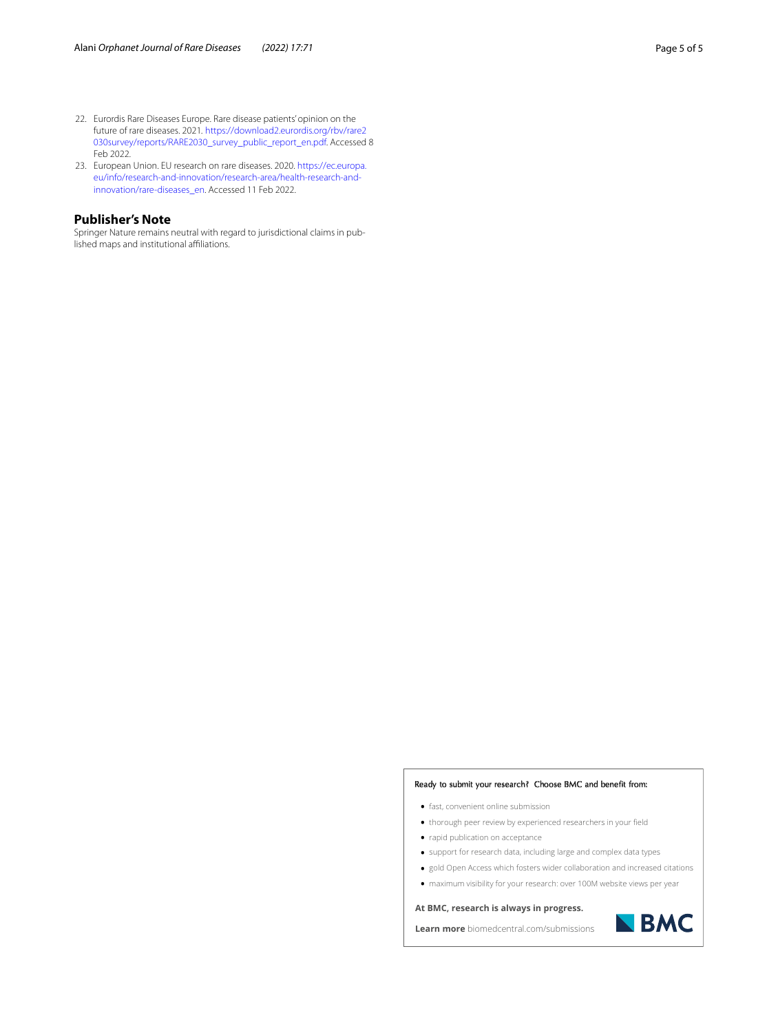22. Eurordis Rare Diseases Europe. Rare disease patients' opinion on the future of rare diseases. 2021. https://download2.eurordis.org/rbv/rare2030survey/reports/RARE2030_survey_public_report_en.pdf. Accessed 8 Feb 2022.
23. European Union. EU research on rare diseases. 2020. https://ec.europa.eu/info/research-and-innovation/research-area/health-research-and-innovation/rare-diseases_en. Accessed 11 Feb 2022.

## Publisher's Note

Springer Nature remains neutral with regard to jurisdictional claims in published maps and institutional affiliations.

Ready to submit your research? Choose BMC and benefit from:

- fast, convenient online submission
- thorough peer review by experienced researchers in your field
- rapid publication on acceptance
- support for research data, including large and complex data types
- gold Open Access which fosters wider collaboration and increased citations
- maximum visibility for your research: over 100M website views per year

**At BMC, research is always in progress.**

**Learn more** biomedcentral.com/submissions

BMC